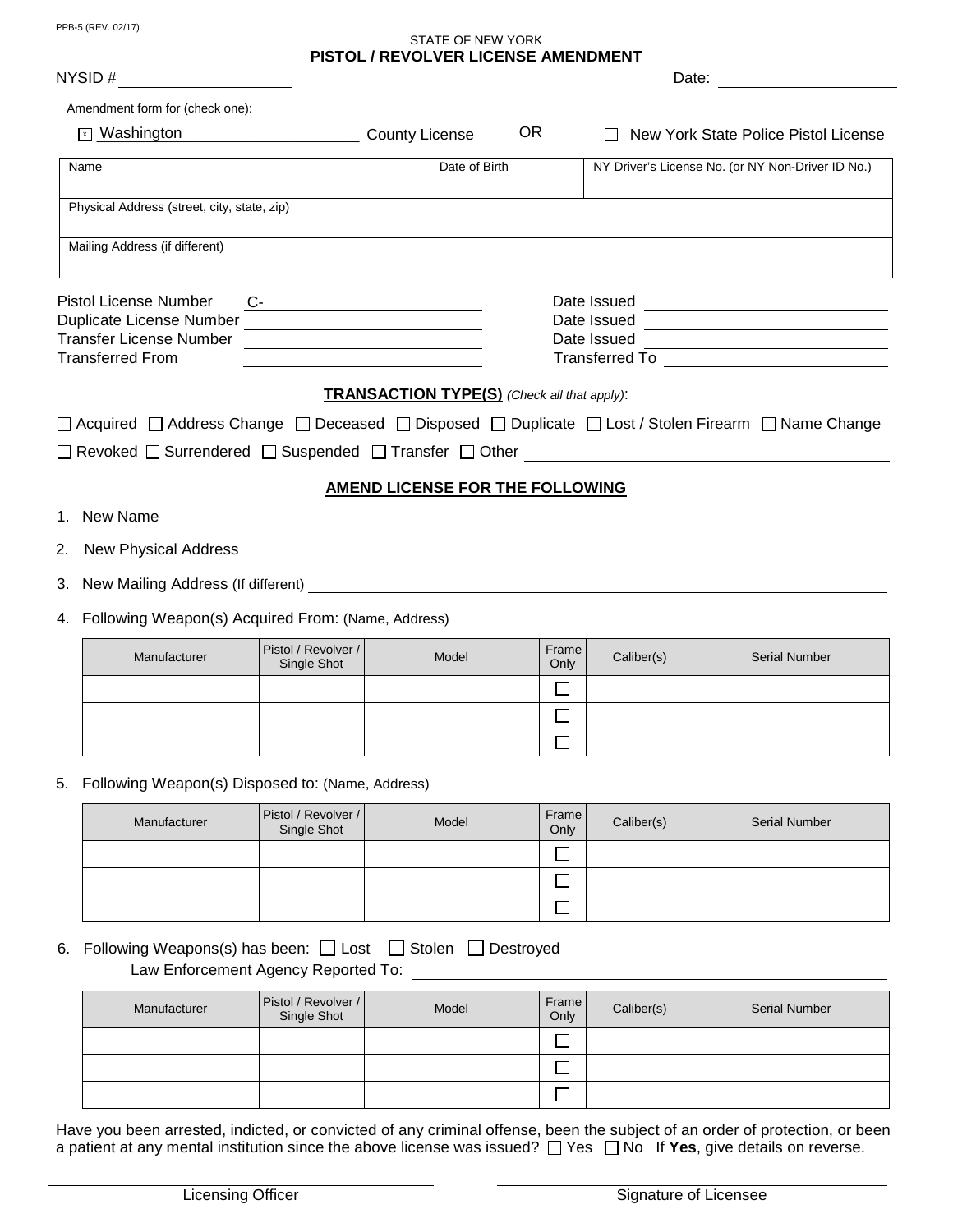PPB-5 (REV. 02/17)

STATE OF NEW YORK

# PISTOL / REVOLVER LICENSE AMENDMENT

NYSID # ____________________ Date: ____________________

Amendment form for (check one):

☒ Washington County License OR ☐ New York State Police Pistol License

| Name | Date of Birth | NY Driver's License No. (or NY Non-Driver ID No.) |
|---|---|---|
| | | |

| Physical Address (street, city, state, zip) |
|---|
| |

| Mailing Address (if different) |
|---|
| |

Pistol License Number C-____________________ Date Issued ____________________

Duplicate License Number ____________________ Date Issued ____________________

Transfer License Number ____________________ Date Issued ____________________

Transferred From ____________________ Transferred To ____________________

## TRANSACTION TYPE(S) *(Check all that apply)*:

☐ Acquired ☐ Address Change ☐ Deceased ☐ Disposed ☐ Duplicate ☐ Lost / Stolen Firearm ☐ Name Change

☐ Revoked ☐ Surrendered ☐ Suspended ☐ Transfer ☐ Other ____________________

## AMEND LICENSE FOR THE FOLLOWING

1. New Name ____________________
2. New Physical Address ____________________
3. New Mailing Address (If different) ____________________
4. Following Weapon(s) Acquired From: (Name, Address) ____________________

| Manufacturer | Pistol / Revolver / Single Shot | Model | Frame Only | Caliber(s) | Serial Number |
|---|---|---|---|---|---|
| | | | ☐ | | |
| | | | ☐ | | |
| | | | ☐ | | |

5. Following Weapon(s) Disposed to: (Name, Address) ____________________

| Manufacturer | Pistol / Revolver / Single Shot | Model | Frame Only | Caliber(s) | Serial Number |
|---|---|---|---|---|---|
| | | | ☐ | | |
| | | | ☐ | | |
| | | | ☐ | | |

6. Following Weapons(s) has been: ☐ Lost ☐ Stolen ☐ Destroyed

   Law Enforcement Agency Reported To: ____________________

| Manufacturer | Pistol / Revolver / Single Shot | Model | Frame Only | Caliber(s) | Serial Number |
|---|---|---|---|---|---|
| | | | ☐ | | |
| | | | ☐ | | |
| | | | ☐ | | |

Have you been arrested, indicted, or convicted of any criminal offense, been the subject of an order of protection, or been a patient at any mental institution since the above license was issued? ☐ Yes ☐ No If **Yes**, give details on reverse.

____________________ Licensing Officer ____________________ Signature of Licensee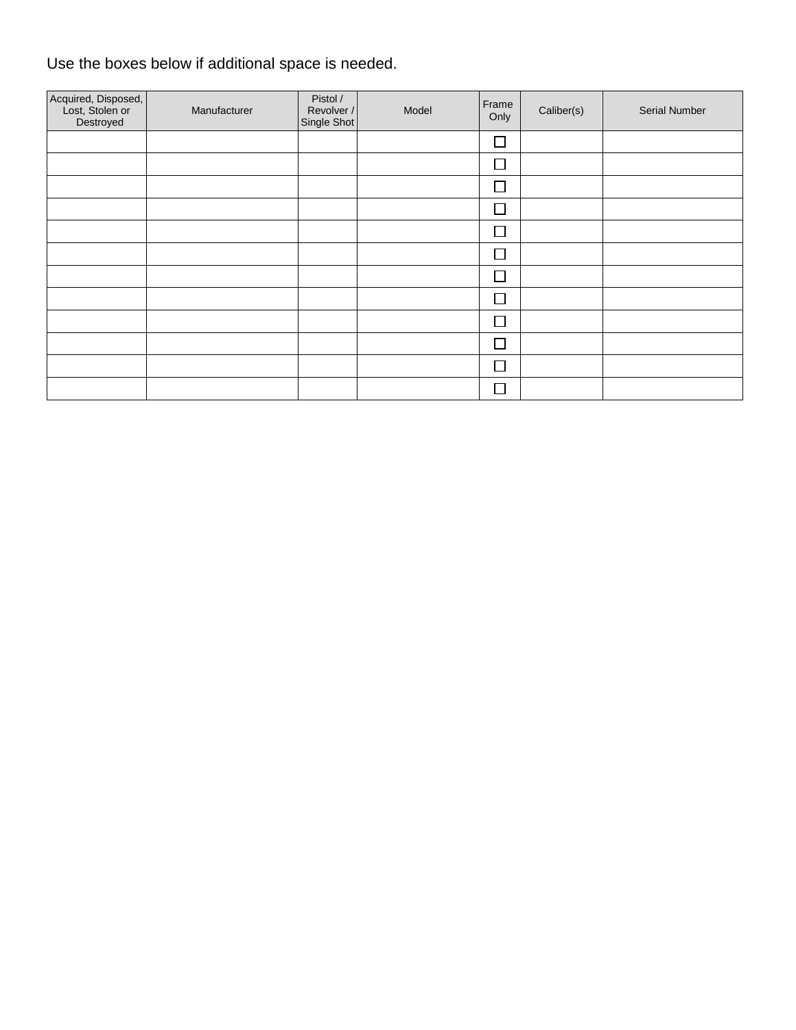Use the boxes below if additional space is needed.

| Acquired, Disposed, Lost, Stolen or Destroyed | Manufacturer | Pistol / Revolver / Single Shot | Model | Frame Only | Caliber(s) | Serial Number |
|---|---|---|---|---|---|---|
| | | | | ☐ | | |
| | | | | ☐ | | |
| | | | | ☐ | | |
| | | | | ☐ | | |
| | | | | ☐ | | |
| | | | | ☐ | | |
| | | | | ☐ | | |
| | | | | ☐ | | |
| | | | | ☐ | | |
| | | | | ☐ | | |
| | | | | ☐ | | |
| | | | | ☐ | | |